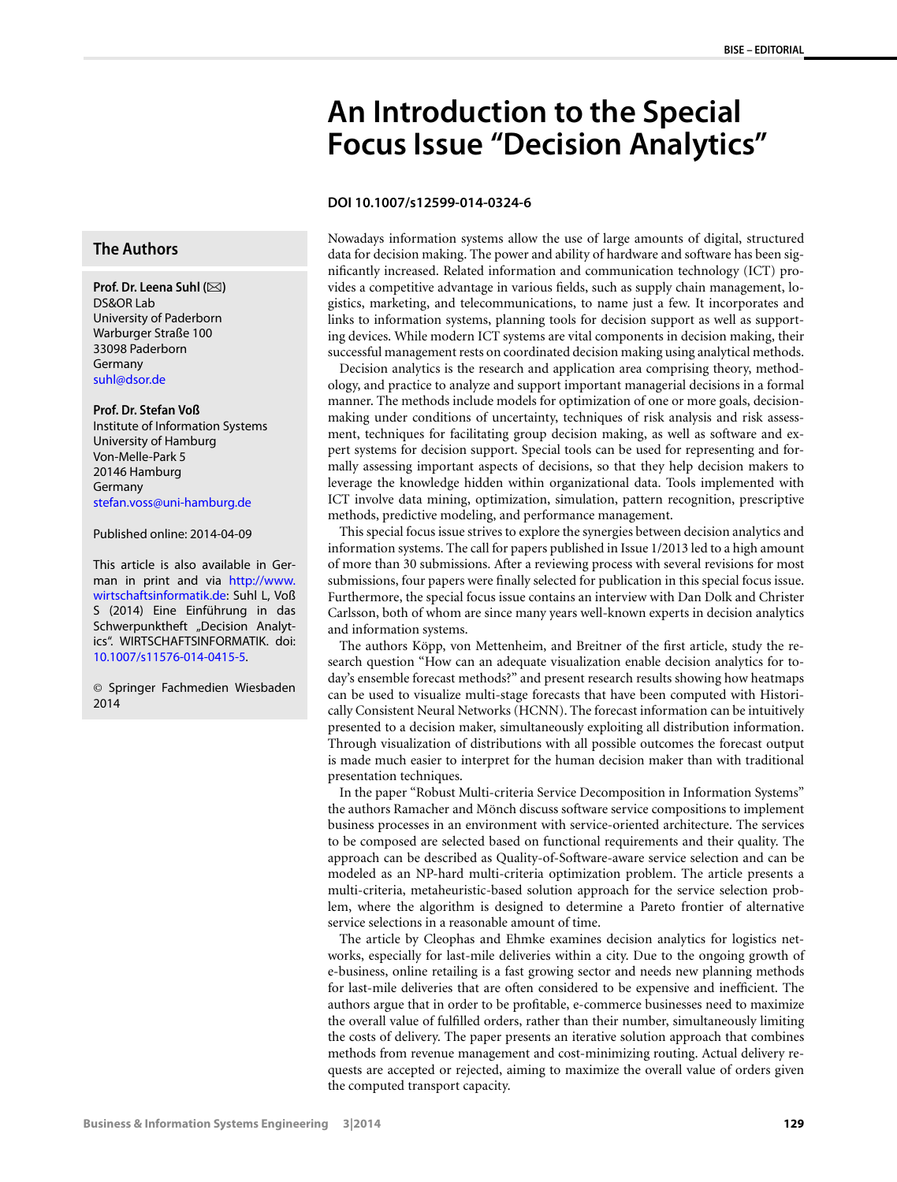# An Introduction to the Special Focus Issue "Decision Analytics"

**DOI 10.1007/s12599-014-0324-6**

## The Authors

**Prof. Dr. Leena Suhl** (✉)
DS&OR Lab
University of Paderborn
Warburger Straße 100
33098 Paderborn
Germany
suhl@dsor.de

**Prof. Dr. Stefan Voß**
Institute of Information Systems
University of Hamburg
Von-Melle-Park 5
20146 Hamburg
Germany
stefan.voss@uni-hamburg.de

Published online: 2014-04-09

This article is also available in German in print and via http://www.wirtschaftsinformatik.de: Suhl L, Voß S (2014) Eine Einführung in das Schwerpunktheft „Decision Analytics". WIRTSCHAFTSINFORMATIK. doi: 10.1007/s11576-014-0415-5.

© Springer Fachmedien Wiesbaden 2014

Nowadays information systems allow the use of large amounts of digital, structured data for decision making. The power and ability of hardware and software has been significantly increased. Related information and communication technology (ICT) provides a competitive advantage in various fields, such as supply chain management, logistics, marketing, and telecommunications, to name just a few. It incorporates and links to information systems, planning tools for decision support as well as supporting devices. While modern ICT systems are vital components in decision making, their successful management rests on coordinated decision making using analytical methods.

Decision analytics is the research and application area comprising theory, methodology, and practice to analyze and support important managerial decisions in a formal manner. The methods include models for optimization of one or more goals, decision-making under conditions of uncertainty, techniques of risk analysis and risk assessment, techniques for facilitating group decision making, as well as software and expert systems for decision support. Special tools can be used for representing and formally assessing important aspects of decisions, so that they help decision makers to leverage the knowledge hidden within organizational data. Tools implemented with ICT involve data mining, optimization, simulation, pattern recognition, prescriptive methods, predictive modeling, and performance management.

This special focus issue strives to explore the synergies between decision analytics and information systems. The call for papers published in Issue 1/2013 led to a high amount of more than 30 submissions. After a reviewing process with several revisions for most submissions, four papers were finally selected for publication in this special focus issue. Furthermore, the special focus issue contains an interview with Dan Dolk and Christer Carlsson, both of whom are since many years well-known experts in decision analytics and information systems.

The authors Köpp, von Mettenheim, and Breitner of the first article, study the research question "How can an adequate visualization enable decision analytics for today's ensemble forecast methods?" and present research results showing how heatmaps can be used to visualize multi-stage forecasts that have been computed with Historically Consistent Neural Networks (HCNN). The forecast information can be intuitively presented to a decision maker, simultaneously exploiting all distribution information. Through visualization of distributions with all possible outcomes the forecast output is made much easier to interpret for the human decision maker than with traditional presentation techniques.

In the paper "Robust Multi-criteria Service Decomposition in Information Systems" the authors Ramacher and Mönch discuss software service compositions to implement business processes in an environment with service-oriented architecture. The services to be composed are selected based on functional requirements and their quality. The approach can be described as Quality-of-Software-aware service selection and can be modeled as an NP-hard multi-criteria optimization problem. The article presents a multi-criteria, metaheuristic-based solution approach for the service selection problem, where the algorithm is designed to determine a Pareto frontier of alternative service selections in a reasonable amount of time.

The article by Cleophas and Ehmke examines decision analytics for logistics networks, especially for last-mile deliveries within a city. Due to the ongoing growth of e-business, online retailing is a fast growing sector and needs new planning methods for last-mile deliveries that are often considered to be expensive and inefficient. The authors argue that in order to be profitable, e-commerce businesses need to maximize the overall value of fulfilled orders, rather than their number, simultaneously limiting the costs of delivery. The paper presents an iterative solution approach that combines methods from revenue management and cost-minimizing routing. Actual delivery requests are accepted or rejected, aiming to maximize the overall value of orders given the computed transport capacity.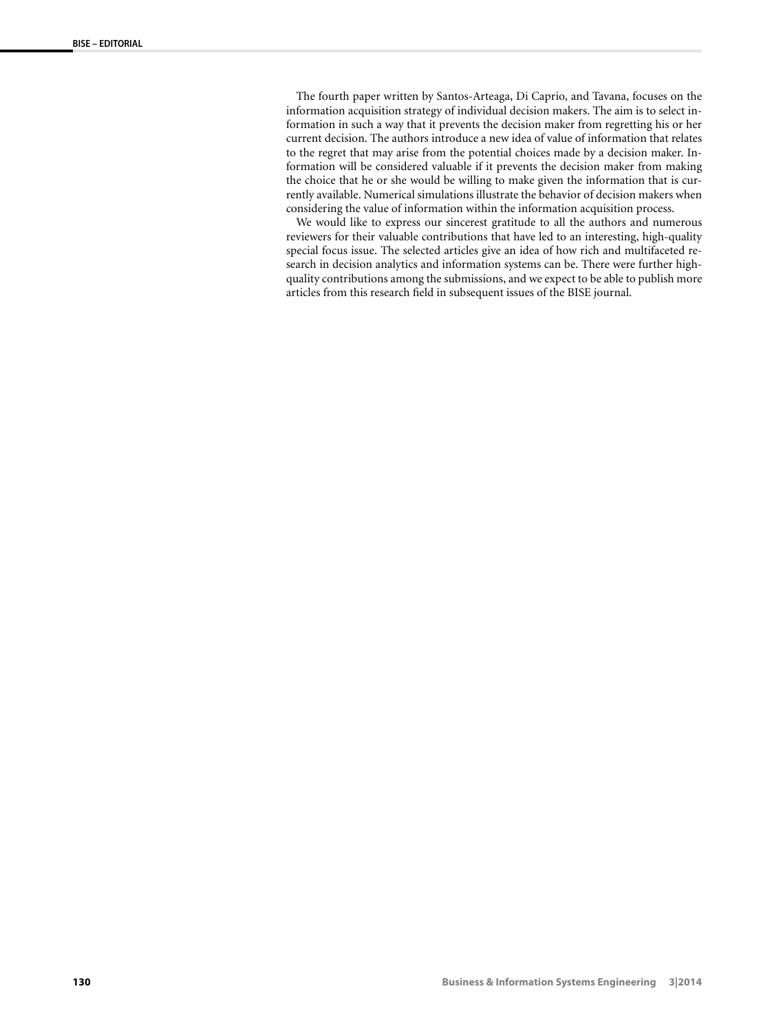The fourth paper written by Santos-Arteaga, Di Caprio, and Tavana, focuses on the information acquisition strategy of individual decision makers. The aim is to select information in such a way that it prevents the decision maker from regretting his or her current decision. The authors introduce a new idea of value of information that relates to the regret that may arise from the potential choices made by a decision maker. Information will be considered valuable if it prevents the decision maker from making the choice that he or she would be willing to make given the information that is currently available. Numerical simulations illustrate the behavior of decision makers when considering the value of information within the information acquisition process.

We would like to express our sincerest gratitude to all the authors and numerous reviewers for their valuable contributions that have led to an interesting, high-quality special focus issue. The selected articles give an idea of how rich and multifaceted research in decision analytics and information systems can be. There were further high-quality contributions among the submissions, and we expect to be able to publish more articles from this research field in subsequent issues of the BISE journal.